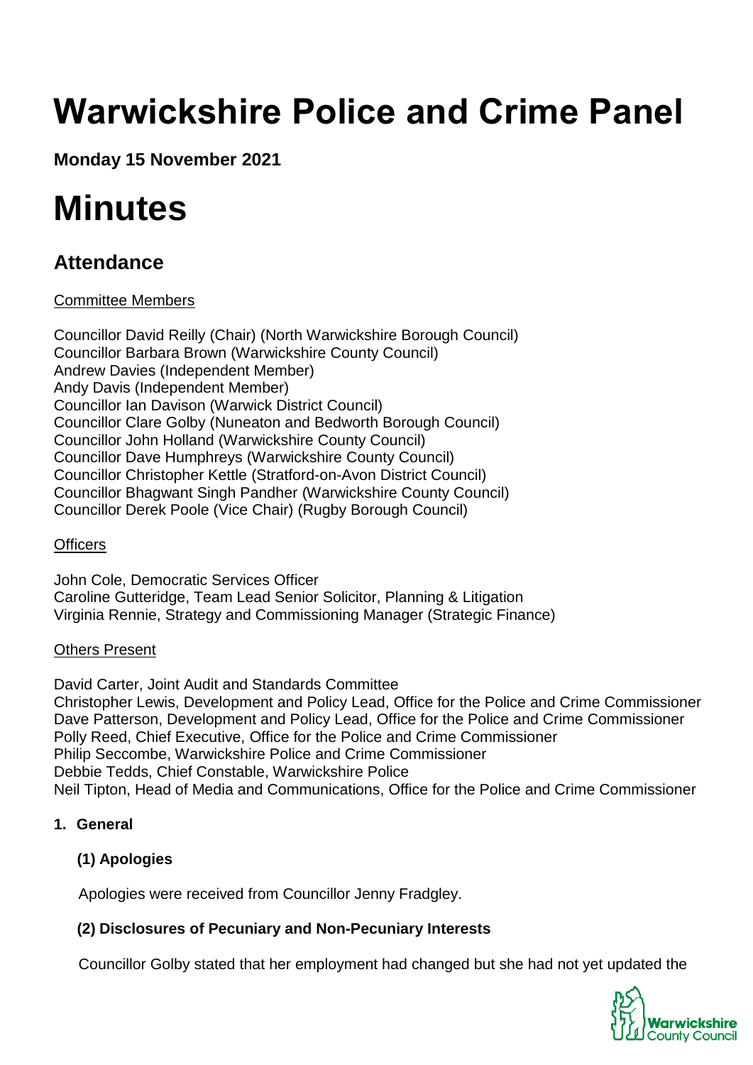# Warwickshire Police and Crime Panel

**Monday 15 November 2021**

# Minutes

## Attendance

Committee Members

Councillor David Reilly (Chair) (North Warwickshire Borough Council)
Councillor Barbara Brown (Warwickshire County Council)
Andrew Davies (Independent Member)
Andy Davis (Independent Member)
Councillor Ian Davison (Warwick District Council)
Councillor Clare Golby (Nuneaton and Bedworth Borough Council)
Councillor John Holland (Warwickshire County Council)
Councillor Dave Humphreys (Warwickshire County Council)
Councillor Christopher Kettle (Stratford-on-Avon District Council)
Councillor Bhagwant Singh Pandher (Warwickshire County Council)
Councillor Derek Poole (Vice Chair) (Rugby Borough Council)

Officers

John Cole, Democratic Services Officer
Caroline Gutteridge, Team Lead Senior Solicitor, Planning & Litigation
Virginia Rennie, Strategy and Commissioning Manager (Strategic Finance)

Others Present

David Carter, Joint Audit and Standards Committee
Christopher Lewis, Development and Policy Lead, Office for the Police and Crime Commissioner
Dave Patterson, Development and Policy Lead, Office for the Police and Crime Commissioner
Polly Reed, Chief Executive, Office for the Police and Crime Commissioner
Philip Seccombe, Warwickshire Police and Crime Commissioner
Debbie Tedds, Chief Constable, Warwickshire Police
Neil Tipton, Head of Media and Communications, Office for the Police and Crime Commissioner

**1. General**

**(1) Apologies**

Apologies were received from Councillor Jenny Fradgley.

**(2) Disclosures of Pecuniary and Non-Pecuniary Interests**

Councillor Golby stated that her employment had changed but she had not yet updated the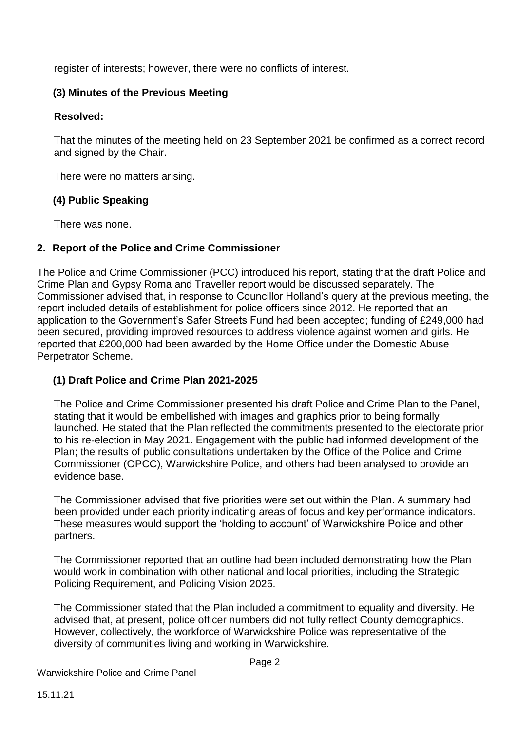register of interests; however, there were no conflicts of interest.

### (3) Minutes of the Previous Meeting

**Resolved:**

That the minutes of the meeting held on 23 September 2021 be confirmed as a correct record and signed by the Chair.

There were no matters arising.

### (4) Public Speaking

There was none.

## 2. Report of the Police and Crime Commissioner

The Police and Crime Commissioner (PCC) introduced his report, stating that the draft Police and Crime Plan and Gypsy Roma and Traveller report would be discussed separately. The Commissioner advised that, in response to Councillor Holland's query at the previous meeting, the report included details of establishment for police officers since 2012. He reported that an application to the Government's Safer Streets Fund had been accepted; funding of £249,000 had been secured, providing improved resources to address violence against women and girls. He reported that £200,000 had been awarded by the Home Office under the Domestic Abuse Perpetrator Scheme.

### (1) Draft Police and Crime Plan 2021-2025

The Police and Crime Commissioner presented his draft Police and Crime Plan to the Panel, stating that it would be embellished with images and graphics prior to being formally launched. He stated that the Plan reflected the commitments presented to the electorate prior to his re-election in May 2021. Engagement with the public had informed development of the Plan; the results of public consultations undertaken by the Office of the Police and Crime Commissioner (OPCC), Warwickshire Police, and others had been analysed to provide an evidence base.

The Commissioner advised that five priorities were set out within the Plan. A summary had been provided under each priority indicating areas of focus and key performance indicators. These measures would support the 'holding to account' of Warwickshire Police and other partners.

The Commissioner reported that an outline had been included demonstrating how the Plan would work in combination with other national and local priorities, including the Strategic Policing Requirement, and Policing Vision 2025.

The Commissioner stated that the Plan included a commitment to equality and diversity. He advised that, at present, police officer numbers did not fully reflect County demographics. However, collectively, the workforce of Warwickshire Police was representative of the diversity of communities living and working in Warwickshire.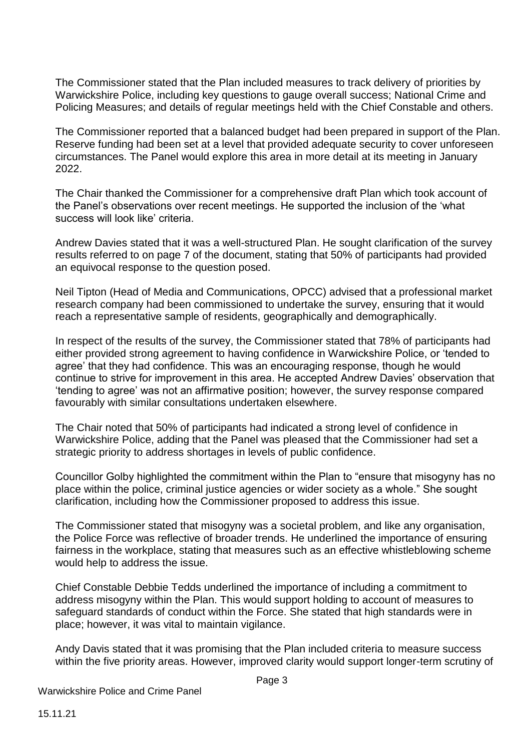The Commissioner stated that the Plan included measures to track delivery of priorities by Warwickshire Police, including key questions to gauge overall success; National Crime and Policing Measures; and details of regular meetings held with the Chief Constable and others.

The Commissioner reported that a balanced budget had been prepared in support of the Plan. Reserve funding had been set at a level that provided adequate security to cover unforeseen circumstances. The Panel would explore this area in more detail at its meeting in January 2022.

The Chair thanked the Commissioner for a comprehensive draft Plan which took account of the Panel's observations over recent meetings. He supported the inclusion of the 'what success will look like' criteria.

Andrew Davies stated that it was a well-structured Plan. He sought clarification of the survey results referred to on page 7 of the document, stating that 50% of participants had provided an equivocal response to the question posed.

Neil Tipton (Head of Media and Communications, OPCC) advised that a professional market research company had been commissioned to undertake the survey, ensuring that it would reach a representative sample of residents, geographically and demographically.

In respect of the results of the survey, the Commissioner stated that 78% of participants had either provided strong agreement to having confidence in Warwickshire Police, or 'tended to agree' that they had confidence. This was an encouraging response, though he would continue to strive for improvement in this area. He accepted Andrew Davies' observation that 'tending to agree' was not an affirmative position; however, the survey response compared favourably with similar consultations undertaken elsewhere.

The Chair noted that 50% of participants had indicated a strong level of confidence in Warwickshire Police, adding that the Panel was pleased that the Commissioner had set a strategic priority to address shortages in levels of public confidence.

Councillor Golby highlighted the commitment within the Plan to "ensure that misogyny has no place within the police, criminal justice agencies or wider society as a whole." She sought clarification, including how the Commissioner proposed to address this issue.

The Commissioner stated that misogyny was a societal problem, and like any organisation, the Police Force was reflective of broader trends. He underlined the importance of ensuring fairness in the workplace, stating that measures such as an effective whistleblowing scheme would help to address the issue.

Chief Constable Debbie Tedds underlined the importance of including a commitment to address misogyny within the Plan. This would support holding to account of measures to safeguard standards of conduct within the Force. She stated that high standards were in place; however, it was vital to maintain vigilance.

Andy Davis stated that it was promising that the Plan included criteria to measure success within the five priority areas. However, improved clarity would support longer-term scrutiny of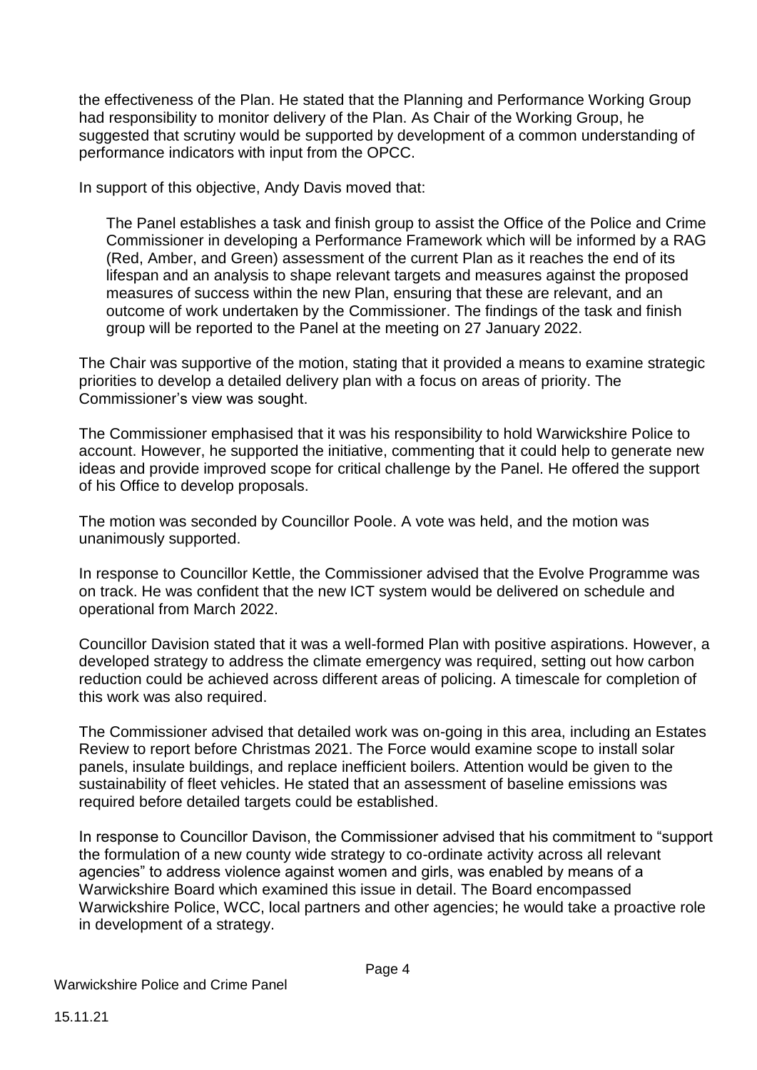the effectiveness of the Plan. He stated that the Planning and Performance Working Group had responsibility to monitor delivery of the Plan. As Chair of the Working Group, he suggested that scrutiny would be supported by development of a common understanding of performance indicators with input from the OPCC.

In support of this objective, Andy Davis moved that:

> The Panel establishes a task and finish group to assist the Office of the Police and Crime Commissioner in developing a Performance Framework which will be informed by a RAG (Red, Amber, and Green) assessment of the current Plan as it reaches the end of its lifespan and an analysis to shape relevant targets and measures against the proposed measures of success within the new Plan, ensuring that these are relevant, and an outcome of work undertaken by the Commissioner. The findings of the task and finish group will be reported to the Panel at the meeting on 27 January 2022.

The Chair was supportive of the motion, stating that it provided a means to examine strategic priorities to develop a detailed delivery plan with a focus on areas of priority. The Commissioner's view was sought.

The Commissioner emphasised that it was his responsibility to hold Warwickshire Police to account. However, he supported the initiative, commenting that it could help to generate new ideas and provide improved scope for critical challenge by the Panel. He offered the support of his Office to develop proposals.

The motion was seconded by Councillor Poole. A vote was held, and the motion was unanimously supported.

In response to Councillor Kettle, the Commissioner advised that the Evolve Programme was on track. He was confident that the new ICT system would be delivered on schedule and operational from March 2022.

Councillor Davision stated that it was a well-formed Plan with positive aspirations. However, a developed strategy to address the climate emergency was required, setting out how carbon reduction could be achieved across different areas of policing. A timescale for completion of this work was also required.

The Commissioner advised that detailed work was on-going in this area, including an Estates Review to report before Christmas 2021. The Force would examine scope to install solar panels, insulate buildings, and replace inefficient boilers. Attention would be given to the sustainability of fleet vehicles. He stated that an assessment of baseline emissions was required before detailed targets could be established.

In response to Councillor Davison, the Commissioner advised that his commitment to "support the formulation of a new county wide strategy to co-ordinate activity across all relevant agencies" to address violence against women and girls, was enabled by means of a Warwickshire Board which examined this issue in detail. The Board encompassed Warwickshire Police, WCC, local partners and other agencies; he would take a proactive role in development of a strategy.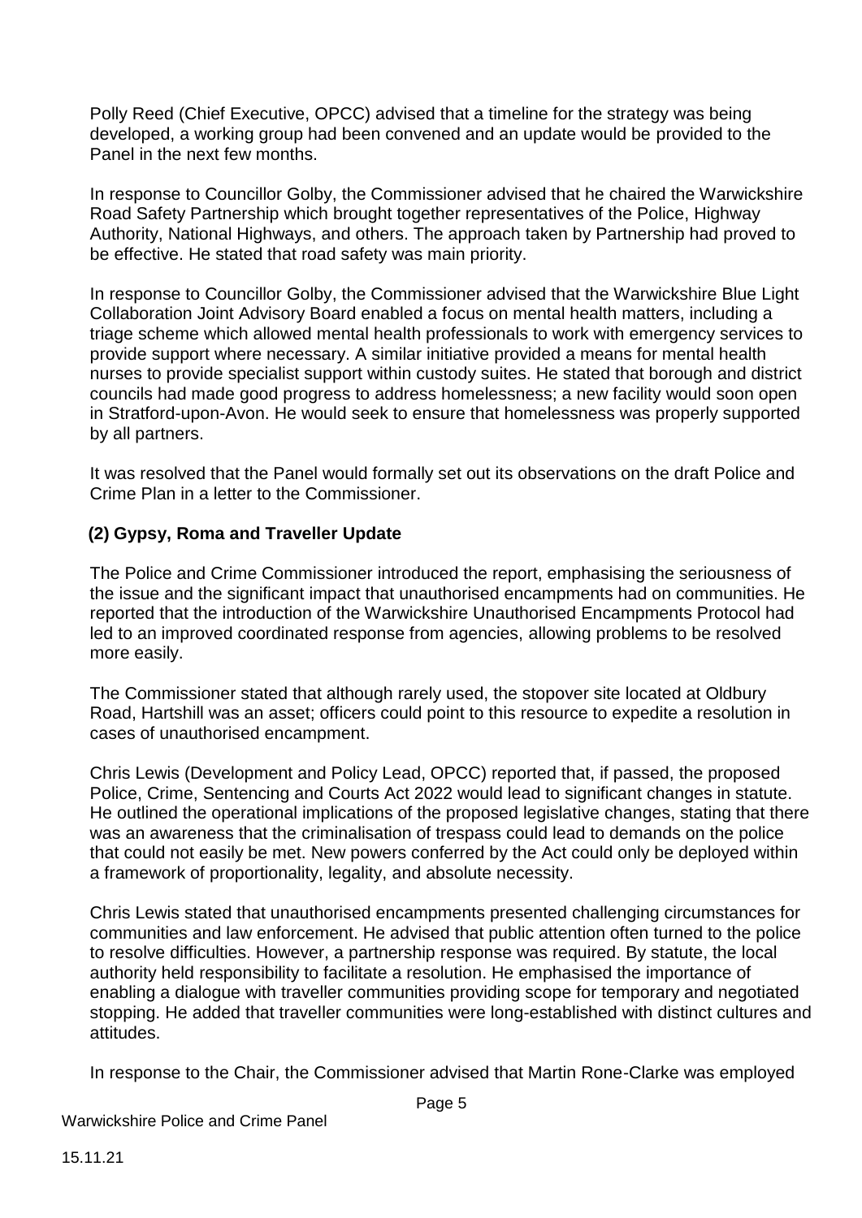Polly Reed (Chief Executive, OPCC) advised that a timeline for the strategy was being developed, a working group had been convened and an update would be provided to the Panel in the next few months.

In response to Councillor Golby, the Commissioner advised that he chaired the Warwickshire Road Safety Partnership which brought together representatives of the Police, Highway Authority, National Highways, and others. The approach taken by Partnership had proved to be effective. He stated that road safety was main priority.

In response to Councillor Golby, the Commissioner advised that the Warwickshire Blue Light Collaboration Joint Advisory Board enabled a focus on mental health matters, including a triage scheme which allowed mental health professionals to work with emergency services to provide support where necessary. A similar initiative provided a means for mental health nurses to provide specialist support within custody suites. He stated that borough and district councils had made good progress to address homelessness; a new facility would soon open in Stratford-upon-Avon. He would seek to ensure that homelessness was properly supported by all partners.

It was resolved that the Panel would formally set out its observations on the draft Police and Crime Plan in a letter to the Commissioner.

**(2) Gypsy, Roma and Traveller Update**

The Police and Crime Commissioner introduced the report, emphasising the seriousness of the issue and the significant impact that unauthorised encampments had on communities. He reported that the introduction of the Warwickshire Unauthorised Encampments Protocol had led to an improved coordinated response from agencies, allowing problems to be resolved more easily.

The Commissioner stated that although rarely used, the stopover site located at Oldbury Road, Hartshill was an asset; officers could point to this resource to expedite a resolution in cases of unauthorised encampment.

Chris Lewis (Development and Policy Lead, OPCC) reported that, if passed, the proposed Police, Crime, Sentencing and Courts Act 2022 would lead to significant changes in statute. He outlined the operational implications of the proposed legislative changes, stating that there was an awareness that the criminalisation of trespass could lead to demands on the police that could not easily be met. New powers conferred by the Act could only be deployed within a framework of proportionality, legality, and absolute necessity.

Chris Lewis stated that unauthorised encampments presented challenging circumstances for communities and law enforcement. He advised that public attention often turned to the police to resolve difficulties. However, a partnership response was required. By statute, the local authority held responsibility to facilitate a resolution. He emphasised the importance of enabling a dialogue with traveller communities providing scope for temporary and negotiated stopping. He added that traveller communities were long-established with distinct cultures and attitudes.

In response to the Chair, the Commissioner advised that Martin Rone-Clarke was employed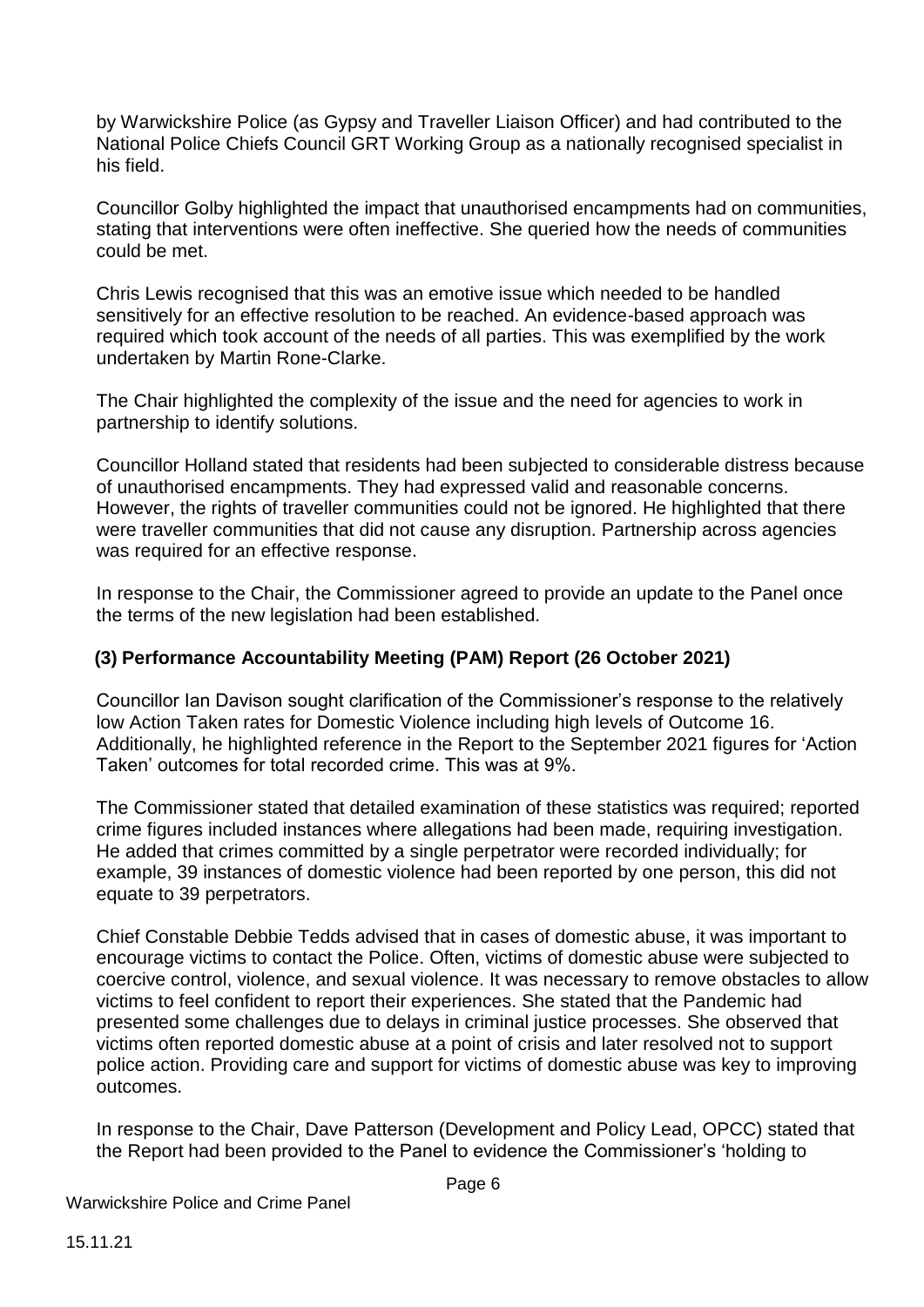by Warwickshire Police (as Gypsy and Traveller Liaison Officer) and had contributed to the National Police Chiefs Council GRT Working Group as a nationally recognised specialist in his field.

Councillor Golby highlighted the impact that unauthorised encampments had on communities, stating that interventions were often ineffective. She queried how the needs of communities could be met.

Chris Lewis recognised that this was an emotive issue which needed to be handled sensitively for an effective resolution to be reached. An evidence-based approach was required which took account of the needs of all parties. This was exemplified by the work undertaken by Martin Rone-Clarke.

The Chair highlighted the complexity of the issue and the need for agencies to work in partnership to identify solutions.

Councillor Holland stated that residents had been subjected to considerable distress because of unauthorised encampments. They had expressed valid and reasonable concerns. However, the rights of traveller communities could not be ignored. He highlighted that there were traveller communities that did not cause any disruption. Partnership across agencies was required for an effective response.

In response to the Chair, the Commissioner agreed to provide an update to the Panel once the terms of the new legislation had been established.

**(3) Performance Accountability Meeting (PAM) Report (26 October 2021)**

Councillor Ian Davison sought clarification of the Commissioner's response to the relatively low Action Taken rates for Domestic Violence including high levels of Outcome 16. Additionally, he highlighted reference in the Report to the September 2021 figures for 'Action Taken' outcomes for total recorded crime. This was at 9%.

The Commissioner stated that detailed examination of these statistics was required; reported crime figures included instances where allegations had been made, requiring investigation. He added that crimes committed by a single perpetrator were recorded individually; for example, 39 instances of domestic violence had been reported by one person, this did not equate to 39 perpetrators.

Chief Constable Debbie Tedds advised that in cases of domestic abuse, it was important to encourage victims to contact the Police. Often, victims of domestic abuse were subjected to coercive control, violence, and sexual violence. It was necessary to remove obstacles to allow victims to feel confident to report their experiences. She stated that the Pandemic had presented some challenges due to delays in criminal justice processes. She observed that victims often reported domestic abuse at a point of crisis and later resolved not to support police action. Providing care and support for victims of domestic abuse was key to improving outcomes.

In response to the Chair, Dave Patterson (Development and Policy Lead, OPCC) stated that the Report had been provided to the Panel to evidence the Commissioner's 'holding to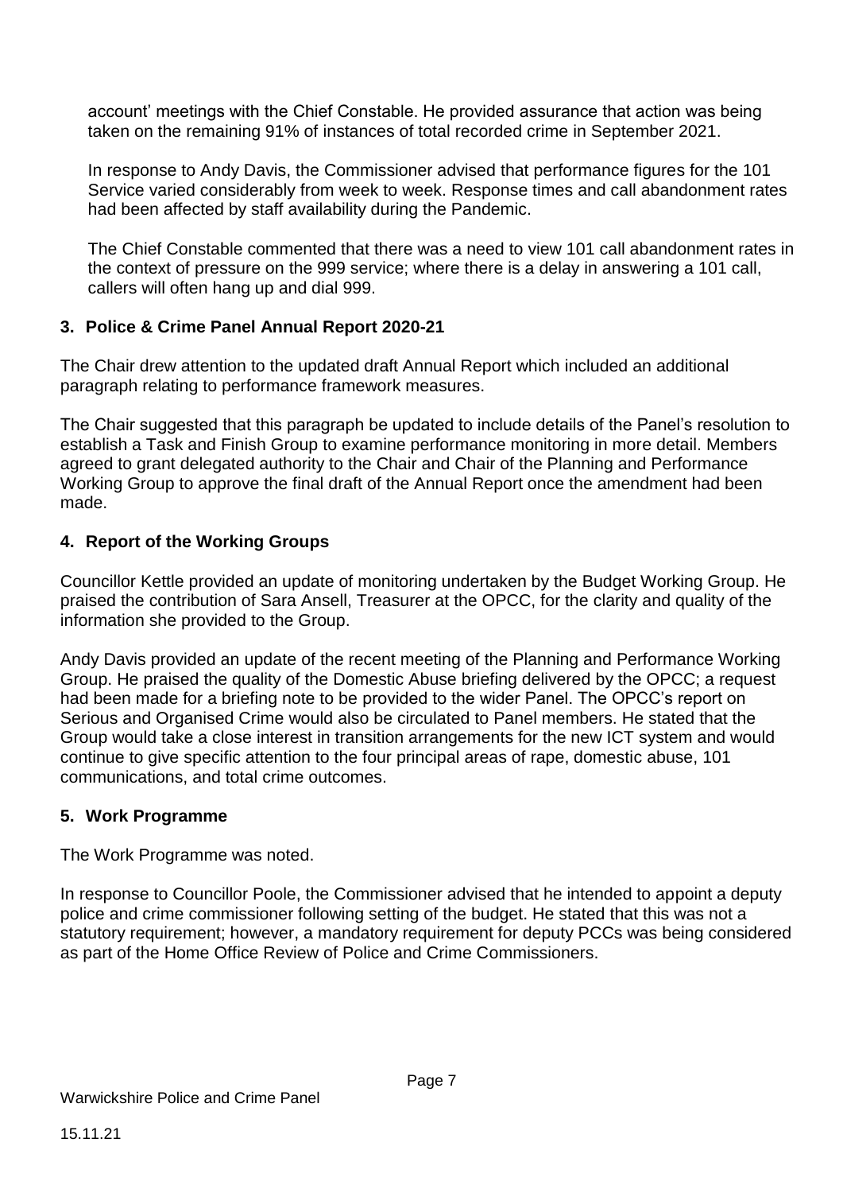account' meetings with the Chief Constable. He provided assurance that action was being taken on the remaining 91% of instances of total recorded crime in September 2021.

In response to Andy Davis, the Commissioner advised that performance figures for the 101 Service varied considerably from week to week. Response times and call abandonment rates had been affected by staff availability during the Pandemic.

The Chief Constable commented that there was a need to view 101 call abandonment rates in the context of pressure on the 999 service; where there is a delay in answering a 101 call, callers will often hang up and dial 999.

## 3. Police & Crime Panel Annual Report 2020-21

The Chair drew attention to the updated draft Annual Report which included an additional paragraph relating to performance framework measures.

The Chair suggested that this paragraph be updated to include details of the Panel's resolution to establish a Task and Finish Group to examine performance monitoring in more detail. Members agreed to grant delegated authority to the Chair and Chair of the Planning and Performance Working Group to approve the final draft of the Annual Report once the amendment had been made.

## 4. Report of the Working Groups

Councillor Kettle provided an update of monitoring undertaken by the Budget Working Group. He praised the contribution of Sara Ansell, Treasurer at the OPCC, for the clarity and quality of the information she provided to the Group.

Andy Davis provided an update of the recent meeting of the Planning and Performance Working Group. He praised the quality of the Domestic Abuse briefing delivered by the OPCC; a request had been made for a briefing note to be provided to the wider Panel. The OPCC's report on Serious and Organised Crime would also be circulated to Panel members. He stated that the Group would take a close interest in transition arrangements for the new ICT system and would continue to give specific attention to the four principal areas of rape, domestic abuse, 101 communications, and total crime outcomes.

## 5. Work Programme

The Work Programme was noted.

In response to Councillor Poole, the Commissioner advised that he intended to appoint a deputy police and crime commissioner following setting of the budget. He stated that this was not a statutory requirement; however, a mandatory requirement for deputy PCCs was being considered as part of the Home Office Review of Police and Crime Commissioners.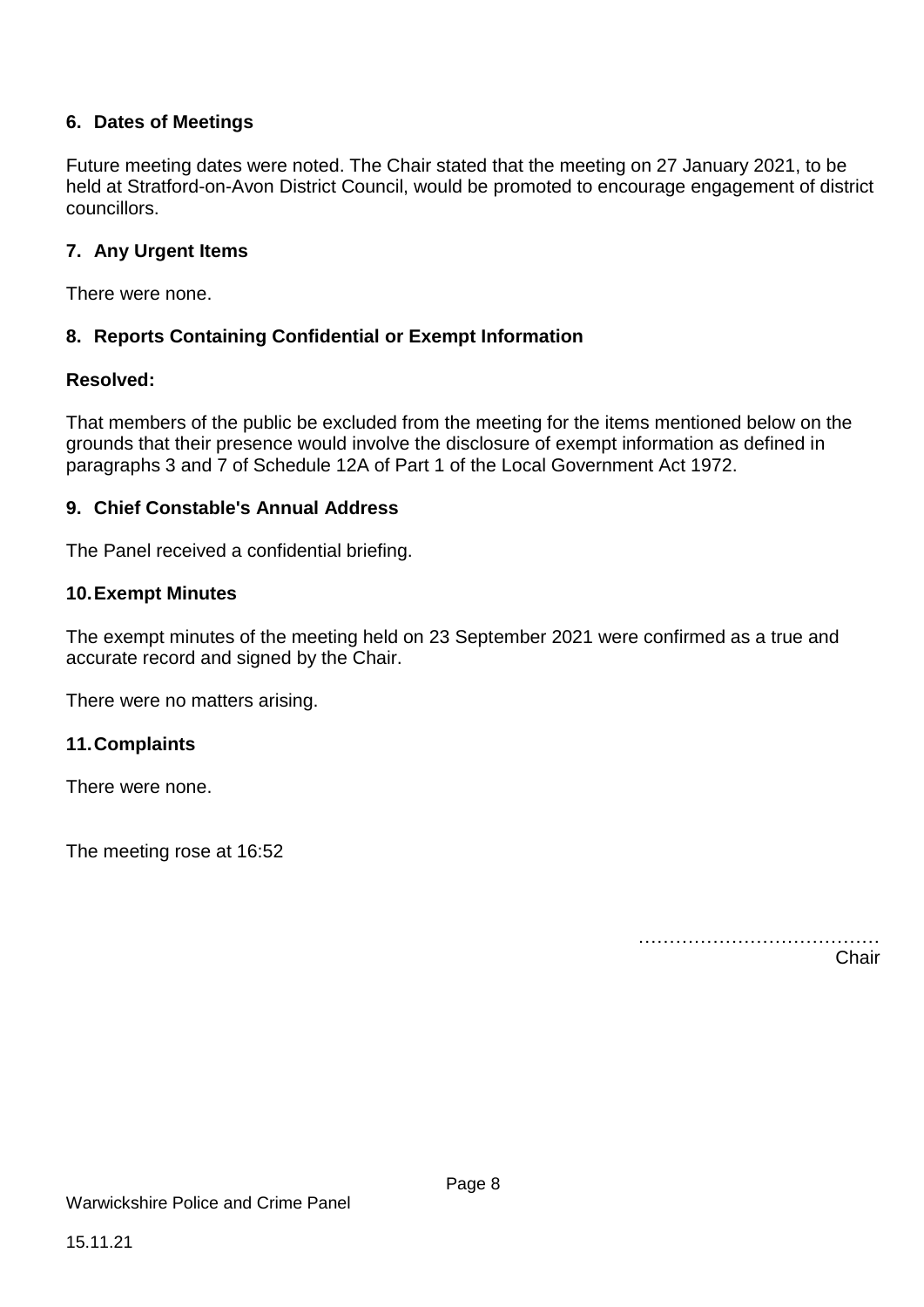## 6. Dates of Meetings

Future meeting dates were noted. The Chair stated that the meeting on 27 January 2021, to be held at Stratford-on-Avon District Council, would be promoted to encourage engagement of district councillors.

## 7. Any Urgent Items

There were none.

## 8. Reports Containing Confidential or Exempt Information

**Resolved:**

That members of the public be excluded from the meeting for the items mentioned below on the grounds that their presence would involve the disclosure of exempt information as defined in paragraphs 3 and 7 of Schedule 12A of Part 1 of the Local Government Act 1972.

## 9. Chief Constable's Annual Address

The Panel received a confidential briefing.

## 10. Exempt Minutes

The exempt minutes of the meeting held on 23 September 2021 were confirmed as a true and accurate record and signed by the Chair.

There were no matters arising.

## 11. Complaints

There were none.

The meeting rose at 16:52

…………………………………
Chair